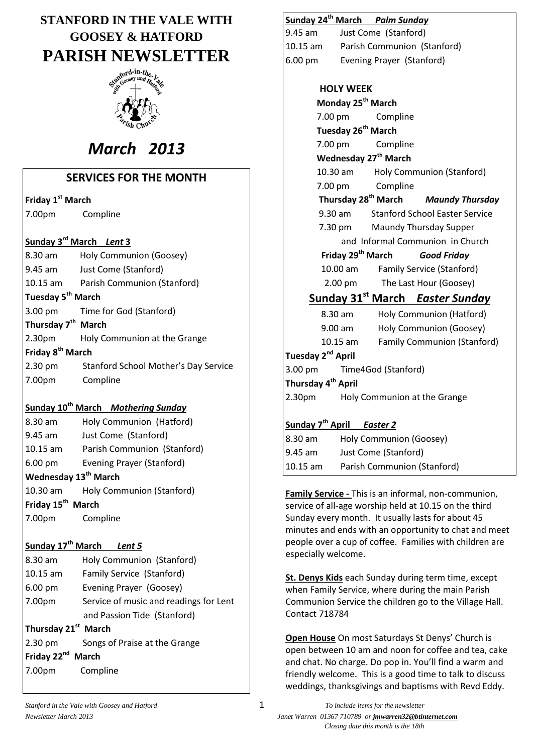# STANFORD IN THE VALE WITH GOOSEY & HATFORD

# PARISH NEWSLETTER

*March 2013*

## SERVICES FOR THE MONTH

**Friday 1st March**

7.00pm Compline

**Sunday 3rd March *Lent* 3**

8.30 am Holy Communion (Goosey)
9.45 am Just Come (Stanford)
10.15 am Parish Communion (Stanford)

**Tuesday 5th March**

3.00 pm Time for God (Stanford)

**Thursday 7th March**

2.30pm Holy Communion at the Grange

**Friday 8th March**

2.30 pm Stanford School Mother's Day Service
7.00pm Compline

**Sunday 10th March *Mothering Sunday***

8.30 am Holy Communion (Hatford)
9.45 am Just Come (Stanford)
10.15 am Parish Communion (Stanford)
6.00 pm Evening Prayer (Stanford)

**Wednesday 13th March**

10.30 am Holy Communion (Stanford)

**Friday 15th March**

7.00pm Compline

**Sunday 17th March *Lent 5***

8.30 am Holy Communion (Stanford)
10.15 am Family Service (Stanford)
6.00 pm Evening Prayer (Goosey)
7.00pm Service of music and readings for Lent and Passion Tide (Stanford)

**Thursday 21st March**

2.30 pm Songs of Praise at the Grange

**Friday 22nd March**

7.00pm Compline

**Sunday 24th March *Palm Sunday***

9.45 am Just Come (Stanford)
10.15 am Parish Communion (Stanford)
6.00 pm Evening Prayer (Stanford)

**HOLY WEEK**

**Monday 25th March**

7.00 pm Compline

**Tuesday 26th March**

7.00 pm Compline

**Wednesday 27th March**

10.30 am Holy Communion (Stanford)
7.00 pm Compline

**Thursday 28th March *Maundy Thursday***

9.30 am Stanford School Easter Service
7.30 pm Maundy Thursday Supper and Informal Communion in Church

**Friday 29th March *Good Friday***

10.00 am Family Service (Stanford)
2.00 pm The Last Hour (Goosey)

**Sunday 31st March *Easter Sunday***

8.30 am Holy Communion (Hatford)
9.00 am Holy Communion (Goosey)
10.15 am Family Communion (Stanford)

**Tuesday 2nd April**

3.00 pm Time4God (Stanford)

**Thursday 4th April**

2.30pm Holy Communion at the Grange

**Sunday 7th April *Easter 2***

8.30 am Holy Communion (Goosey)
9.45 am Just Come (Stanford)
10.15 am Parish Communion (Stanford)

**Family Service -** This is an informal, non-communion, service of all-age worship held at 10.15 on the third Sunday every month. It usually lasts for about 45 minutes and ends with an opportunity to chat and meet people over a cup of coffee. Families with children are especially welcome.

**St. Denys Kids** each Sunday during term time, except when Family Service, where during the main Parish Communion Service the children go to the Village Hall. Contact 718784

**Open House** On most Saturdays St Denys' Church is open between 10 am and noon for coffee and tea, cake and chat. No charge. Do pop in. You'll find a warm and friendly welcome. This is a good time to talk to discuss weddings, thanksgivings and baptisms with Revd Eddy.

*To include items for the newsletter*
*Janet Warren 01367 710789 or jmwarren32@btinternet.com*
*Closing date this month is the 18th*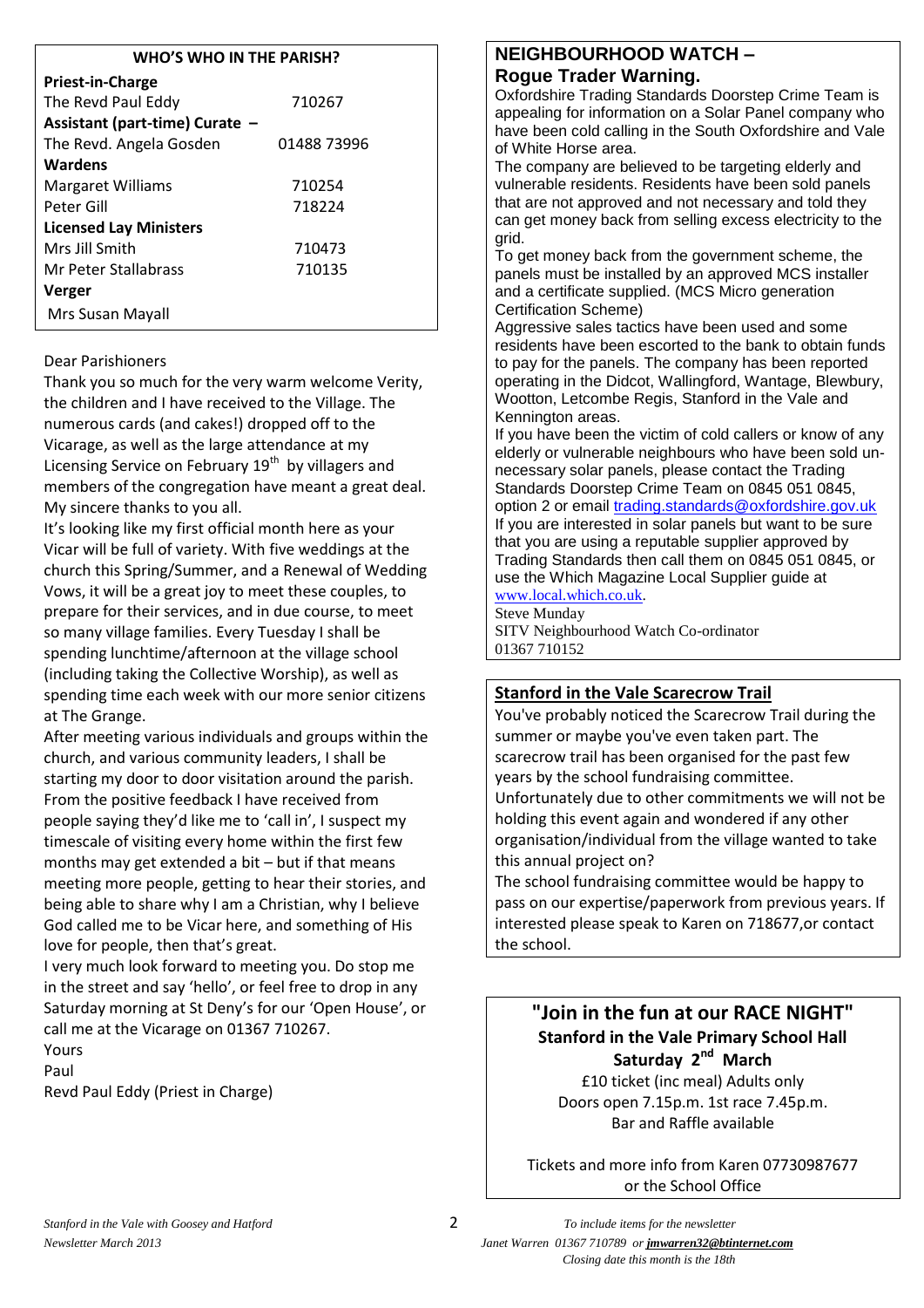## WHO'S WHO IN THE PARISH?

| | |
|---|---|
| **Priest-in-Charge** | |
| The Revd Paul Eddy | 710267 |
| **Assistant (part-time) Curate –** | |
| The Revd. Angela Gosden | 01488 73996 |
| **Wardens** | |
| Margaret Williams | 710254 |
| Peter Gill | 718224 |
| **Licensed Lay Ministers** | |
| Mrs Jill Smith | 710473 |
| Mr Peter Stallabrass | 710135 |
| **Verger** | |
| Mrs Susan Mayall | |

Dear Parishioners

Thank you so much for the very warm welcome Verity, the children and I have received to the Village. The numerous cards (and cakes!) dropped off to the Vicarage, as well as the large attendance at my Licensing Service on February 19th by villagers and members of the congregation have meant a great deal. My sincere thanks to you all.

It's looking like my first official month here as your Vicar will be full of variety. With five weddings at the church this Spring/Summer, and a Renewal of Wedding Vows, it will be a great joy to meet these couples, to prepare for their services, and in due course, to meet so many village families. Every Tuesday I shall be spending lunchtime/afternoon at the village school (including taking the Collective Worship), as well as spending time each week with our more senior citizens at The Grange.

After meeting various individuals and groups within the church, and various community leaders, I shall be starting my door to door visitation around the parish. From the positive feedback I have received from people saying they'd like me to 'call in', I suspect my timescale of visiting every home within the first few months may get extended a bit – but if that means meeting more people, getting to hear their stories, and being able to share why I am a Christian, why I believe God called me to be Vicar here, and something of His love for people, then that's great.

I very much look forward to meeting you. Do stop me in the street and say 'hello', or feel free to drop in any Saturday morning at St Deny's for our 'Open House', or call me at the Vicarage on 01367 710267.

Yours

Paul

Revd Paul Eddy (Priest in Charge)

## NEIGHBOURHOOD WATCH – Rogue Trader Warning.

Oxfordshire Trading Standards Doorstep Crime Team is appealing for information on a Solar Panel company who have been cold calling in the South Oxfordshire and Vale of White Horse area.

The company are believed to be targeting elderly and vulnerable residents. Residents have been sold panels that are not approved and not necessary and told they can get money back from selling excess electricity to the grid.

To get money back from the government scheme, the panels must be installed by an approved MCS installer and a certificate supplied. (MCS Micro generation Certification Scheme)

Aggressive sales tactics have been used and some residents have been escorted to the bank to obtain funds to pay for the panels. The company has been reported operating in the Didcot, Wallingford, Wantage, Blewbury, Wootton, Letcombe Regis, Stanford in the Vale and Kennington areas.

If you have been the victim of cold callers or know of any elderly or vulnerable neighbours who have been sold un-necessary solar panels, please contact the Trading Standards Doorstep Crime Team on 0845 051 0845, option 2 or email trading.standards@oxfordshire.gov.uk

If you are interested in solar panels but want to be sure that you are using a reputable supplier approved by Trading Standards then call them on 0845 051 0845, or use the Which Magazine Local Supplier guide at www.local.which.co.uk.

Steve Munday
SITV Neighbourhood Watch Co-ordinator
01367 710152

## Stanford in the Vale Scarecrow Trail

You've probably noticed the Scarecrow Trail during the summer or maybe you've even taken part. The scarecrow trail has been organised for the past few years by the school fundraising committee.

Unfortunately due to other commitments we will not be holding this event again and wondered if any other organisation/individual from the village wanted to take this annual project on?

The school fundraising committee would be happy to pass on our expertise/paperwork from previous years. If interested please speak to Karen on 718677,or contact the school.

## "Join in the fun at our RACE NIGHT"

**Stanford in the Vale Primary School Hall**

**Saturday 2nd March**

£10 ticket (inc meal) Adults only

Doors open 7.15p.m. 1st race 7.45p.m.

Bar and Raffle available

Tickets and more info from Karen 07730987677 or the School Office

*To include items for the newsletter*
*Janet Warren 01367 710789 or **jmwarren32@btinternet.com***
*Closing date this month is the 18th*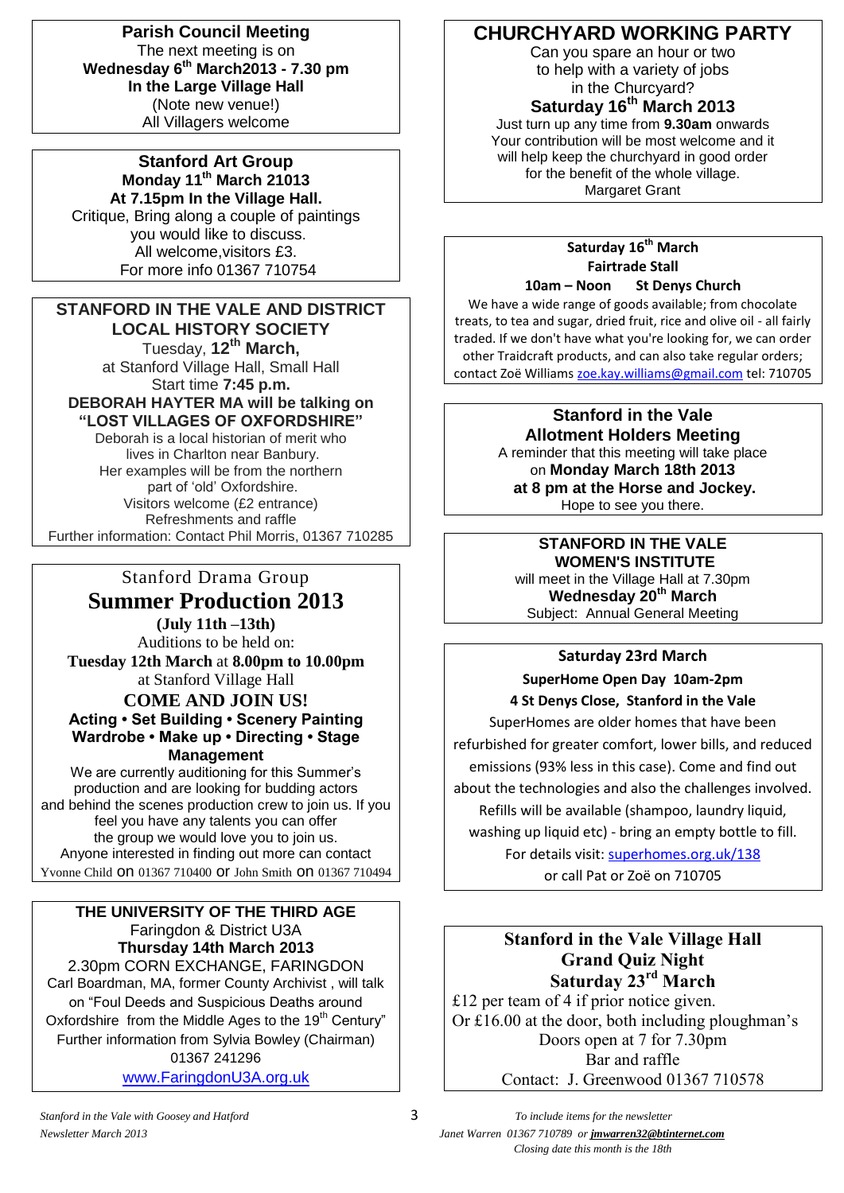**Parish Council Meeting**
The next meeting is on
**Wednesday 6th March2013 - 7.30 pm**
**In the Large Village Hall**
(Note new venue!)
All Villagers welcome

**Stanford Art Group**
**Monday 11th March 21013**
**At 7.15pm In the Village Hall.**
Critique, Bring along a couple of paintings you would like to discuss.
All welcome,visitors £3.
For more info 01367 710754

**STANFORD IN THE VALE AND DISTRICT LOCAL HISTORY SOCIETY**
Tuesday, **12th March,**
at Stanford Village Hall, Small Hall
Start time **7:45 p.m.**
**DEBORAH HAYTER MA will be talking on "LOST VILLAGES OF OXFORDSHIRE"**
Deborah is a local historian of merit who lives in Charlton near Banbury.
Her examples will be from the northern part of 'old' Oxfordshire.
Visitors welcome (£2 entrance)
Refreshments and raffle
Further information: Contact Phil Morris, 01367 710285

Stanford Drama Group
## Summer Production 2013
**(July 11th –13th)**
Auditions to be held on:
**Tuesday 12th March** at **8.00pm to 10.00pm**
at Stanford Village Hall
**COME AND JOIN US!**
**Acting • Set Building • Scenery Painting Wardrobe • Make up • Directing • Stage Management**
We are currently auditioning for this Summer's production and are looking for budding actors and behind the scenes production crew to join us. If you feel you have any talents you can offer the group we would love you to join us.
Anyone interested in finding out more can contact Yvonne Child on 01367 710400 or John Smith on 01367 710494

**THE UNIVERSITY OF THE THIRD AGE**
Faringdon & District U3A
**Thursday 14th March 2013**
2.30pm CORN EXCHANGE, FARINGDON
Carl Boardman, MA, former County Archivist , will talk on "Foul Deeds and Suspicious Deaths around Oxfordshire from the Middle Ages to the 19th Century"
Further information from Sylvia Bowley (Chairman) 01367 241296
www.FaringdonU3A.org.uk

## CHURCHYARD WORKING PARTY
Can you spare an hour or two to help with a variety of jobs in the Churcyard?
**Saturday 16th March 2013**
Just turn up any time from **9.30am** onwards
Your contribution will be most welcome and it will help keep the churchyard in good order for the benefit of the whole village.
Margaret Grant

**Saturday 16th March**
**Fairtrade Stall**
**10am – Noon St Denys Church**
We have a wide range of goods available; from chocolate treats, to tea and sugar, dried fruit, rice and olive oil - all fairly traded. If we don't have what you're looking for, we can order other Traidcraft products, and can also take regular orders; contact Zoë Williams zoe.kay.williams@gmail.com tel: 710705

**Stanford in the Vale Allotment Holders Meeting**
A reminder that this meeting will take place on **Monday March 18th 2013 at 8 pm at the Horse and Jockey.**
Hope to see you there.

**STANFORD IN THE VALE WOMEN'S INSTITUTE**
will meet in the Village Hall at 7.30pm
**Wednesday 20th March**
Subject: Annual General Meeting

**Saturday 23rd March**
**SuperHome Open Day 10am-2pm**
**4 St Denys Close, Stanford in the Vale**
SuperHomes are older homes that have been refurbished for greater comfort, lower bills, and reduced emissions (93% less in this case). Come and find out about the technologies and also the challenges involved.
Refills will be available (shampoo, laundry liquid, washing up liquid etc) - bring an empty bottle to fill.
For details visit: superhomes.org.uk/138
or call Pat or Zoë on 710705

**Stanford in the Vale Village Hall Grand Quiz Night Saturday 23rd March**
£12 per team of 4 if prior notice given.
Or £16.00 at the door, both including ploughman's
Doors open at 7 for 7.30pm
Bar and raffle
Contact: J. Greenwood 01367 710578

*To include items for the newsletter*
*Janet Warren 01367 710789 or **jmwarren32@btinternet.com***
*Closing date this month is the 18th*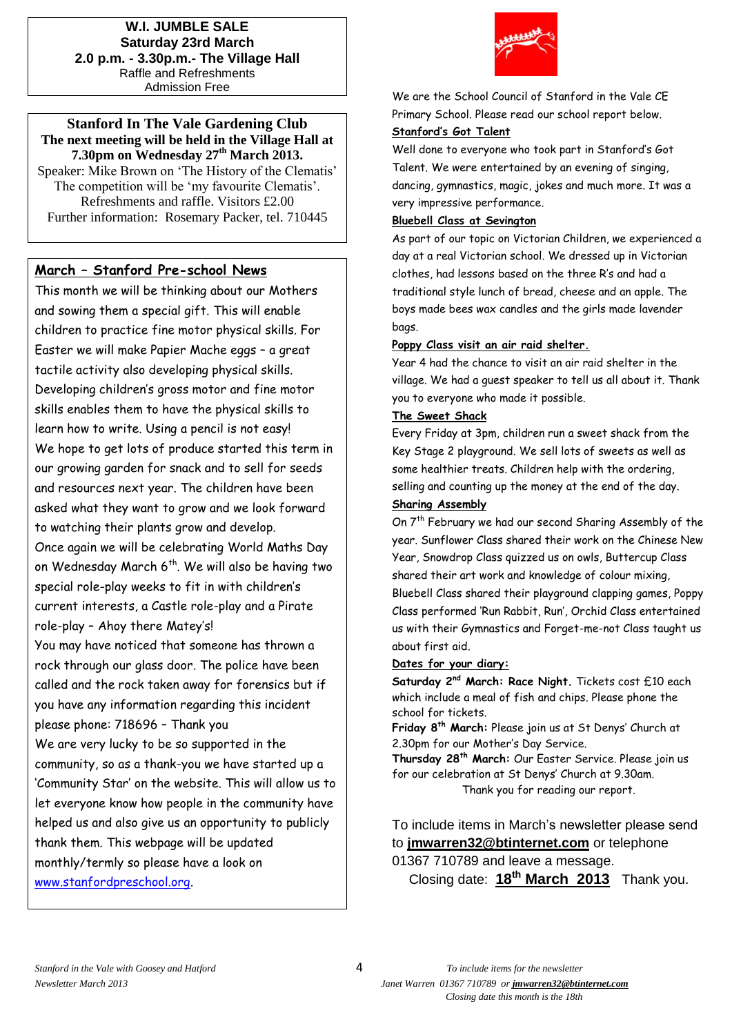**W.I. JUMBLE SALE**
**Saturday 23rd March**
**2.0 p.m. - 3.30p.m.- The Village Hall**
Raffle and Refreshments
Admission Free

## Stanford In The Vale Gardening Club

**The next meeting will be held in the Village Hall at 7.30pm on Wednesday 27th March 2013.**
Speaker: Mike Brown on 'The History of the Clematis'
The competition will be 'my favourite Clematis'.
Refreshments and raffle. Visitors £2.00
Further information: Rosemary Packer, tel. 710445

## March – Stanford Pre-school News

This month we will be thinking about our Mothers and sowing them a special gift. This will enable children to practice fine motor physical skills. For Easter we will make Papier Mache eggs – a great tactile activity also developing physical skills. Developing children's gross motor and fine motor skills enables them to have the physical skills to learn how to write. Using a pencil is not easy!
We hope to get lots of produce started this term in our growing garden for snack and to sell for seeds and resources next year. The children have been asked what they want to grow and we look forward to watching their plants grow and develop.
Once again we will be celebrating World Maths Day on Wednesday March 6th. We will also be having two special role-play weeks to fit in with children's current interests, a Castle role-play and a Pirate role-play – Ahoy there Matey's!
You may have noticed that someone has thrown a rock through our glass door. The police have been called and the rock taken away for forensics but if you have any information regarding this incident please phone: 718696 – Thank you
We are very lucky to be so supported in the community, so as a thank-you we have started up a 'Community Star' on the website. This will allow us to let everyone know how people in the community have helped us and also give us an opportunity to publicly thank them. This webpage will be updated monthly/termly so please have a look on www.stanfordpreschool.org.

We are the School Council of Stanford in the Vale CE Primary School. Please read our school report below.

**Stanford's Got Talent**
Well done to everyone who took part in Stanford's Got Talent. We were entertained by an evening of singing, dancing, gymnastics, magic, jokes and much more. It was a very impressive performance.

**Bluebell Class at Sevington**
As part of our topic on Victorian Children, we experienced a day at a real Victorian school. We dressed up in Victorian clothes, had lessons based on the three R's and had a traditional style lunch of bread, cheese and an apple. The boys made bees wax candles and the girls made lavender bags.

**Poppy Class visit an air raid shelter.**
Year 4 had the chance to visit an air raid shelter in the village. We had a guest speaker to tell us all about it. Thank you to everyone who made it possible.

**The Sweet Shack**
Every Friday at 3pm, children run a sweet shack from the Key Stage 2 playground. We sell lots of sweets as well as some healthier treats. Children help with the ordering, selling and counting up the money at the end of the day.

**Sharing Assembly**
On 7th February we had our second Sharing Assembly of the year. Sunflower Class shared their work on the Chinese New Year, Snowdrop Class quizzed us on owls, Buttercup Class shared their art work and knowledge of colour mixing, Bluebell Class shared their playground clapping games, Poppy Class performed 'Run Rabbit, Run', Orchid Class entertained us with their Gymnastics and Forget-me-not Class taught us about first aid.

**Dates for your diary:**
**Saturday 2nd March: Race Night.** Tickets cost £10 each which include a meal of fish and chips. Please phone the school for tickets.
**Friday 8th March:** Please join us at St Denys' Church at 2.30pm for our Mother's Day Service.
**Thursday 28th March:** Our Easter Service. Please join us for our celebration at St Denys' Church at 9.30am.
Thank you for reading our report.

To include items in March's newsletter please send to **jmwarren32@btinternet.com** or telephone 01367 710789 and leave a message.
Closing date: **18th March 2013** Thank you.